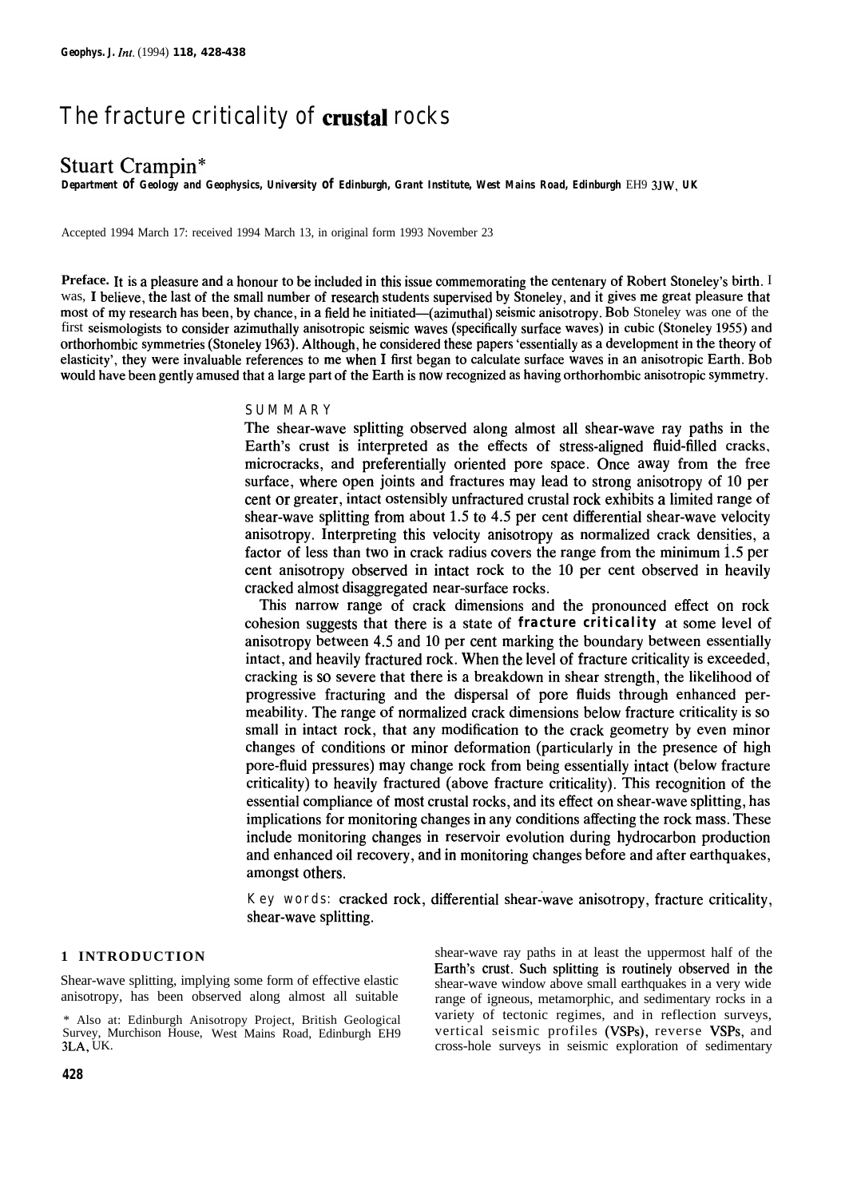# The fracture criticality of crustal rocks

## Stuart Crampin*

**Department of Geology and Geophysics, University of Edinburgh, Grant Institute, West Mains Road, Edinburgh EH9 3JW, UK**

Accepted 1994 March 17: received 1994 March 13, in original form 1993 November 23

**Preface.** It is a pleasure and a honour to be included in this issue commemorating the centenary of Robert Stoneley's birth. I was, I believe, the last of the small number of research students supervised by Stoneley, and it gives me great pleasure that most of my research has been, by chance, in a field he initiated—(azimuthal) seismic anisotropy. Bob Stoneley was one of the first seismologists to consider azimuthally anisotropic seismic waves (specifically surface waves) in cubic (Stoneley 1955) and orthorhombic symmetries (Stoneley 1963). Although, he considered these papers 'essentially as a development in the theory of elasticity', they were invaluable references to me when I first began to calculate surface waves in an anisotropic Earth. Bob would have been gently amused that a large part of the Earth is now recognized as having orthorhombic anisotropic symmetry.

## SUMMARY

The shear-wave splitting observed along almost all shear-wave ray paths in the Earth's crust is interpreted as the effects of stress-aligned fluid-filled cracks, microcracks, and preferentially oriented pore space. Once away from the free surface, where open joints and fractures may lead to strong anisotropy of 10 per cent or greater, intact ostensibly unfractured crustal rock exhibits a limited range of shear-wave splitting from about 1.5 to 4.5 per cent differential shear-wave velocity anisotropy. Interpreting this velocity anisotropy as normalized crack densities, a factor of less than two in crack radius covers the range from the minimum 1.5 per cent anisotropy observed in intact rock to the 10 per cent observed in heavily cracked almost disaggregated near-surface rocks.

This narrow range of crack dimensions and the pronounced effect on rock cohesion suggests that there is a state of **fracture criticality** at some level of anisotropy between 4.5 and 10 per cent marking the boundary between essentially intact, and heavily fractured rock. When the level of fracture criticality is exceeded, cracking is so severe that there is a breakdown in shear strength, the likelihood of progressive fracturing and the dispersal of pore fluids through enhanced permeability. The range of normalized crack dimensions below fracture criticality is so small in intact rock, that any modification to the crack geometry by even minor changes of conditions or minor deformation (particularly in the presence of high pore-fluid pressures) may change rock from being essentially intact (below fracture criticality) to heavily fractured (above fracture criticality). This recognition of the essential compliance of most crustal rocks, and its effect on shear-wave splitting, has implications for monitoring changes in any conditions affecting the rock mass. These include monitoring changes in reservoir evolution during hydrocarbon production and enhanced oil recovery, and in monitoring changes before and after earthquakes, amongst others.

Key words: cracked rock, differential shear-wave anisotropy, fracture criticality, shear-wave splitting.

## 1 INTRODUCTION

Shear-wave splitting, implying some form of effective elastic anisotropy, has been observed along almost all suitable shear-wave ray paths in at least the uppermost half of the Earth's crust. Such splitting is routinely observed in the shear-wave window above small earthquakes in a very wide range of igneous, metamorphic, and sedimentary rocks in a variety of tectonic regimes, and in reflection surveys, vertical seismic profiles (VSPs), reverse VSPs, and cross-hole surveys in seismic exploration of sedimentary

\* Also at: Edinburgh Anisotropy Project, British Geological Survey, Murchison House, West Mains Road, Edinburgh EH9 3LA, UK.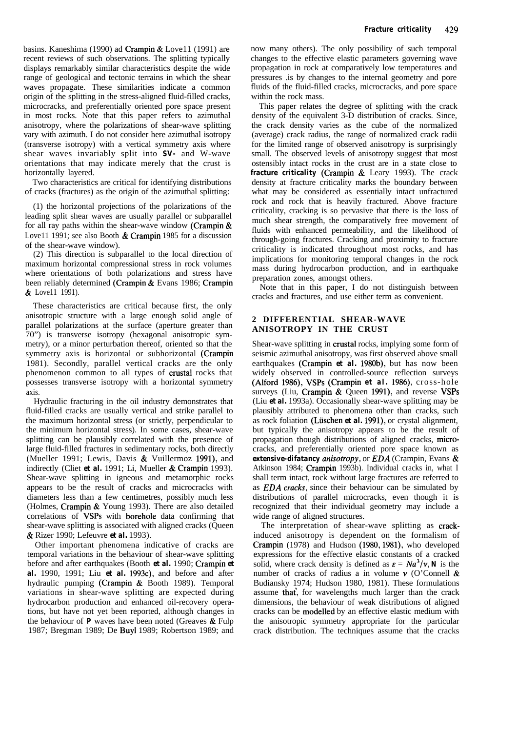basins. Kaneshima (1990) ad Crampin & Lovell (1991) are recent reviews of such observations. The splitting typically displays remarkably similar characteristics despite the wide range of geological and tectonic terrains in which the shear waves propagate. These similarities indicate a common origin of the splitting in the stress-aligned fluid-filled cracks, microcracks, and preferentially oriented pore space present in most rocks. Note that this paper refers to azimuthal anisotropy, where the polarizations of shear-wave splitting vary with azimuth. I do not consider here azimuthal isotropy (transverse isotropy) with a vertical symmetry axis where shear waves invariably split into **SV-** and W-wave orientations that may indicate merely that the crust is horizontally layered.

Two characteristics are critical for identifying distributions of cracks (fractures) as the origin of the azimuthal splitting:

(1) the horizontal projections of the polarizations of the leading split shear waves are usually parallel or subparallel for all ray paths within the shear-wave window (Crampin & Lovell 1991; see also Booth & Crampin 1985 for a discussion of the shear-wave window).

(2) This direction is subparallel to the local direction of maximum horizontal compressional stress in rock volumes where orientations of both polarizations and stress have been reliably determined (Crampin & Evans 1986; Crampin & Lovell 1991).

These characteristics are critical because first, the only anisotropic structure with a large enough solid angle of parallel polarizations at the surface (aperture greater than 70") is transverse isotropy (hexagonal anisotropic symmetry), or a minor perturbation thereof, oriented so that the symmetry axis is horizontal or subhorizontal (Crampin 1981). Secondly, parallel vertical cracks are the only phenomenon common to all types of crustal rocks that possesses transverse isotropy with a horizontal symmetry axis.

Hydraulic fracturing in the oil industry demonstrates that fluid-filled cracks are usually vertical and strike parallel to the maximum horizontal stress (or strictly, perpendicular to the minimum horizontal stress). In some cases, shear-wave splitting can be plausibly correlated with the presence of large fluid-filled fractures in sedimentary rocks, both directly (Mueller 1991; Lewis, Davis & Vuillermoz 1991), and indirectly (Cliet *et al.* 1991; Li, Mueller & Crampin 1993). Shear-wave splitting in igneous and metamorphic rocks appears to be the result of cracks and microcracks with diameters less than a few centimetres, possibly much less (Holmes, Crampin & Young 1993). There are also detailed correlations of VSPs with borehole data confirming that shear-wave splitting is associated with aligned cracks (Queen & Rizer 1990; Lefeuvre *et al.* 1993).

Other important phenomena indicative of cracks are temporal variations in the behaviour of shear-wave splitting before and after earthquakes (Booth *et al.* 1990; Crampin *et al.* 1990, 1991; Liu *et al.* 1993c), and before and after hydraulic pumping (Crampin & Booth 1989). Temporal variations in shear-wave splitting are expected during hydrocarbon production and enhanced oil-recovery operations, but have not yet been reported, although changes in the behaviour of **P** waves have been noted (Greaves & Fulp 1987; Bregman 1989; De Buyl 1989; Robertson 1989; and now many others). The only possibility of such temporal changes to the effective elastic parameters governing wave propagation in rock at comparatively low temperatures and pressures is by changes to the internal geometry and pore fluids of the fluid-filled cracks, microcracks, and pore space within the rock mass.

This paper relates the degree of splitting with the crack density of the equivalent 3-D distribution of cracks. Since, the crack density varies as the cube of the normalized (average) crack radius, the range of normalized crack radii for the limited range of observed anisotropy is surprisingly small. The observed levels of anisotropy suggest that most ostensibly intact rocks in the crust are in a state close to **fracture criticality** (Crampin & Leary 1993). The crack density at fracture criticality marks the boundary between what may be considered as essentially intact unfractured rock and rock that is heavily fractured. Above fracture criticality, cracking is so pervasive that there is the loss of much shear strength, the comparatively free movement of fluids with enhanced permeability, and the likelihood of through-going fractures. Cracking and proximity to fracture criticality is indicated throughout most rocks, and has implications for monitoring temporal changes in the rock mass during hydrocarbon production, and in earthquake preparation zones, amongst others.

Note that in this paper, I do not distinguish between cracks and fractures, and use either term as convenient.

## 2 DIFFERENTIAL SHEAR-WAVE ANISOTROPY IN THE CRUST

Shear-wave splitting in crustal rocks, implying some form of seismic azimuthal anisotropy, was first observed above small earthquakes (Crampin *et al.* 1980b), but has now been widely observed in controlled-source reflection surveys (Alford 1986), VSPs (Crampin *et al.* 1986), cross-hole surveys (Liu, Crampin & Queen 1991), and reverse VSPs (Liu *et al.* 1993a). Occasionally shear-wave splitting may be plausibly attributed to phenomena other than cracks, such as rock foliation (Lüschen *et al.* 1991), or crystal alignment, but typically the anisotropy appears to be the result of propagation though distributions of aligned cracks, microcracks, and preferentially oriented pore space known as ***extensive-difatancy anisotropy***, or *EDA* (Crampin, Evans & Atkinson 1984; Crampin 1993b). Individual cracks in, what I shall term intact, rock without large fractures are referred to as *EDA cracks*, since their behaviour can be simulated by distributions of parallel microcracks, even though it is recognized that their individual geometry may include a wide range of aligned structures.

The interpretation of shear-wave splitting as crack-induced anisotropy is dependent on the formalism of Crampin (1978) and Hudson (1980, 1981), who developed expressions for the effective elastic constants of a cracked solid, where crack density is defined as $\varepsilon = Na^3/v$, $N$ is the number of cracks of radius a in volume $v$ (O'Connell & Budiansky 1974; Hudson 1980, 1981). These formulations assume that, for wavelengths much larger than the crack dimensions, the behaviour of weak distributions of aligned cracks can be modelled by an effective elastic medium with the anisotropic symmetry appropriate for the particular crack distribution. The techniques assume that the cracks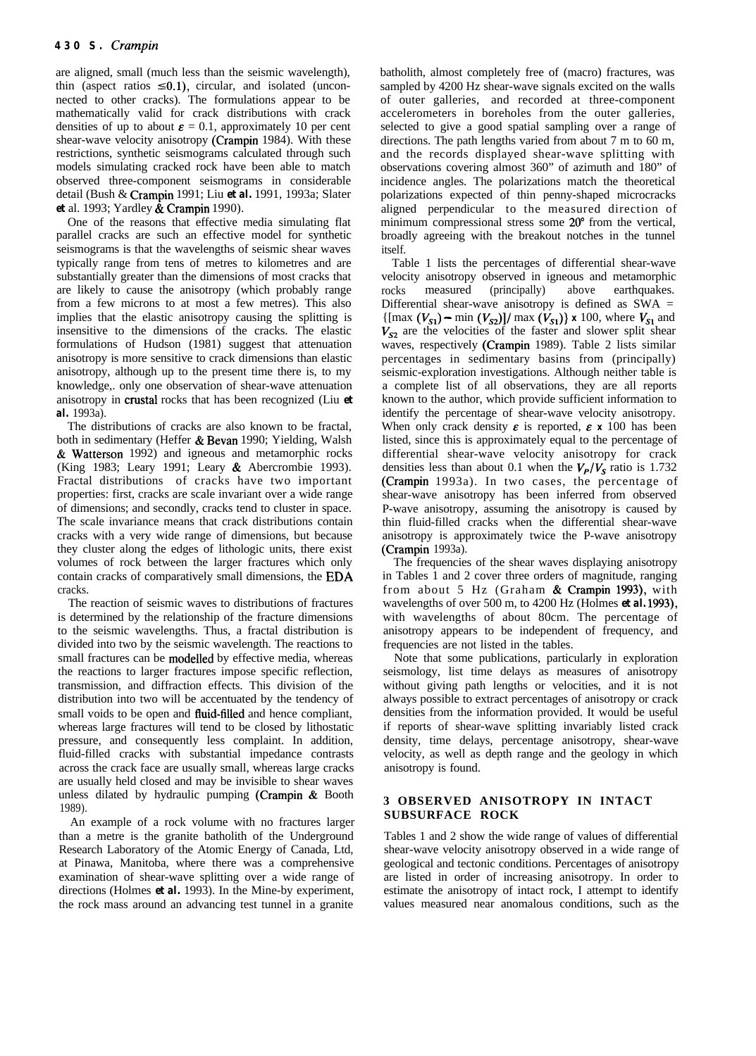are aligned, small (much less than the seismic wavelength), thin (aspect ratios $\leq 0.1$), circular, and isolated (unconnected to other cracks). The formulations appear to be mathematically valid for crack distributions with crack densities of up to about $\epsilon = 0.1$, approximately 10 per cent shear-wave velocity anisotropy (Crampin 1984). With these restrictions, synthetic seismograms calculated through such models simulating cracked rock have been able to match observed three-component seismograms in considerable detail (Bush & Crampin 1991; Liu *et al.* 1991, 1993a; Slater *et* al. 1993; Yardley & Crampin 1990).

One of the reasons that effective media simulating flat parallel cracks are such an effective model for synthetic seismograms is that the wavelengths of seismic shear waves typically range from tens of metres to kilometres and are substantially greater than the dimensions of most cracks that are likely to cause the anisotropy (which probably range from a few microns to at most a few metres). This also implies that the elastic anisotropy causing the splitting is insensitive to the dimensions of the cracks. The elastic formulations of Hudson (1981) suggest that attenuation anisotropy is more sensitive to crack dimensions than elastic anisotropy, although up to the present time there is, to my knowledge,. only one observation of shear-wave attenuation anisotropy in crustal rocks that has been recognized (Liu *et al.* 1993a).

The distributions of cracks are also known to be fractal, both in sedimentary (Heffer & Bevan 1990; Yielding, Walsh & Watterson 1992) and igneous and metamorphic rocks (King 1983; Leary 1991; Leary & Abercrombie 1993). Fractal distributions of cracks have two important properties: first, cracks are scale invariant over a wide range of dimensions; and secondly, cracks tend to cluster in space. The scale invariance means that crack distributions contain cracks with a very wide range of dimensions, but because they cluster along the edges of lithologic units, there exist volumes of rock between the larger fractures which only contain cracks of comparatively small dimensions, the EDA cracks.

The reaction of seismic waves to distributions of fractures is determined by the relationship of the fracture dimensions to the seismic wavelengths. Thus, a fractal distribution is divided into two by the seismic wavelength. The reactions to small fractures can be modelled by effective media, whereas the reactions to larger fractures impose specific reflection, transmission, and diffraction effects. This division of the distribution into two will be accentuated by the tendency of small voids to be open and fluid-filled and hence compliant, whereas large fractures will tend to be closed by lithostatic pressure, and consequently less complaint. In addition, fluid-filled cracks with substantial impedance contrasts across the crack face are usually small, whereas large cracks are usually held closed and may be invisible to shear waves unless dilated by hydraulic pumping (Crampin & Booth 1989).

An example of a rock volume with no fractures larger than a metre is the granite batholith of the Underground Research Laboratory of the Atomic Energy of Canada, Ltd, at Pinawa, Manitoba, where there was a comprehensive examination of shear-wave splitting over a wide range of directions (Holmes *et al.* 1993). In the Mine-by experiment, the rock mass around an advancing test tunnel in a granite batholith, almost completely free of (macro) fractures, was sampled by 4200 Hz shear-wave signals excited on the walls of outer galleries, and recorded at three-component accelerometers in boreholes from the outer galleries, selected to give a good spatial sampling over a range of directions. The path lengths varied from about 7 m to 60 m, and the records displayed shear-wave splitting with observations covering almost 360" of azimuth and 180" of incidence angles. The polarizations match the theoretical polarizations expected of thin penny-shaped microcracks aligned perpendicular to the measured direction of minimum compressional stress some 20° from the vertical, broadly agreeing with the breakout notches in the tunnel itself.

Table 1 lists the percentages of differential shear-wave velocity anisotropy observed in igneous and metamorphic rocks measured (principally) above earthquakes. Differential shear-wave anisotropy is defined as SWA = $\{[\max(V_{S1}) - \min(V_{S2})]/\max(V_{S1})\} \times 100$, where $V_{S1}$ and $V_{S2}$ are the velocities of the faster and slower split shear waves, respectively (Crampin 1989). Table 2 lists similar percentages in sedimentary basins from (principally) seismic-exploration investigations. Although neither table is a complete list of all observations, they are all reports known to the author, which provide sufficient information to identify the percentage of shear-wave velocity anisotropy. When only crack density $\epsilon$ is reported, $\epsilon \times 100$ has been listed, since this is approximately equal to the percentage of differential shear-wave velocity anisotropy for crack densities less than about 0.1 when the $V_P/V_S$ ratio is 1.732 (Crampin 1993a). In two cases, the percentage of shear-wave anisotropy has been inferred from observed P-wave anisotropy, assuming the anisotropy is caused by thin fluid-filled cracks when the differential shear-wave anisotropy is approximately twice the P-wave anisotropy (Crampin 1993a).

The frequencies of the shear waves displaying anisotropy in Tables 1 and 2 cover three orders of magnitude, ranging from about 5 Hz (Graham & Crampin 1993), with wavelengths of over 500 m, to 4200 Hz (Holmes *et al.* 1993), with wavelengths of about 80cm. The percentage of anisotropy appears to be independent of frequency, and frequencies are not listed in the tables.

Note that some publications, particularly in exploration seismology, list time delays as measures of anisotropy without giving path lengths or velocities, and it is not always possible to extract percentages of anisotropy or crack densities from the information provided. It would be useful if reports of shear-wave splitting invariably listed crack density, time delays, percentage anisotropy, shear-wave velocity, as well as depth range and the geology in which anisotropy is found.

## 3 OBSERVED ANISOTROPY IN INTACT SUBSURFACE ROCK

Tables 1 and 2 show the wide range of values of differential shear-wave velocity anisotropy observed in a wide range of geological and tectonic conditions. Percentages of anisotropy are listed in order of increasing anisotropy. In order to estimate the anisotropy of intact rock, I attempt to identify values measured near anomalous conditions, such as the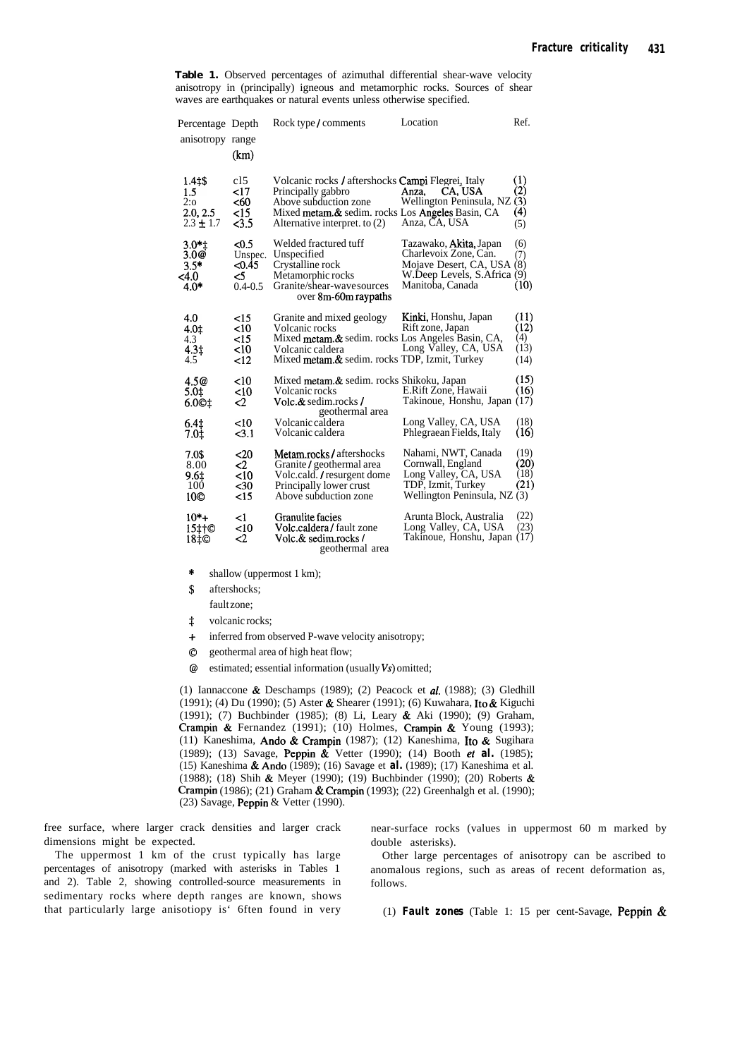**Table 1.** Observed percentages of azimuthal differential shear-wave velocity anisotropy in (principally) igneous and metamorphic rocks. Sources of shear waves are earthquakes or natural events unless otherwise specified.

| Percentage anisotropy | Depth range (km) | Rock type / comments | Location | Ref. |
|---|---|---|---|---|
| 1.4‡$ | c15 | Volcanic rocks / aftershocks | Campi Flegrei, Italy | (1) |
| 1.5 | <17 | Principally gabbro | Anza, CA, USA | (2) |
| 2.0 | <60 | Above subduction zone | Wellington Peninsula, NZ | (3) |
| 2.0, 2.5 | <15 | Mixed metam.& sedim. rocks | Los Angeles Basin, CA | (4) |
| 2.3 ± 1.7 | <3.5 | Alternative interpret. to (2) | Anza, CA, USA | (5) |
| 3.0*‡ | <0.5 | Welded fractured tuff | Tazawako, Akita, Japan | (6) |
| 3.0@ | Unspec. | Unspecified | Charlevoix Zone, Can. | (7) |
| 3.5* | <0.45 | Crystalline rock | Mojave Desert, CA, USA | (8) |
| <4.0 | <5 | Metamorphic rocks | W.Deep Levels, S.Africa | (9) |
| 4.0* | 0.4-0.5 | Granite/shear-wave sources over 8m-60m raypaths | Manitoba, Canada | (10) |
| 4.0 | <15 | Granite and mixed geology | Kinki, Honshu, Japan | (11) |
| 4.0‡ | <10 | Volcanic rocks | Rift zone, Japan | (12) |
| 4.3 | <15 | Mixed metam.& sedim. rocks | Los Angeles Basin, CA, | (4) |
| 4.3‡ | <10 | Volcanic caldera | Long Valley, CA, USA | (13) |
| 4.5 | <12 | Mixed metam.& sedim. rocks | TDP, Izmit, Turkey | (14) |
| 4.5@ | <10 | Mixed metam.& sedim. rocks | Shikoku, Japan | (15) |
| 5.0‡ | <10 | Volcanic rocks | E.Rift Zone, Hawaii | (16) |
| 6.0©‡ | <2 | Volc.& sedim.rocks / geothermal area | Takinoue, Honshu, Japan | (17) |
| 6.4‡ | <10 | Volcanic caldera | Long Valley, CA, USA | (18) |
| 7.0‡ | <3.1 | Volcanic caldera | Phlegraean Fields, Italy | (16) |
| 7.0$ | <20 | Metam.rocks / aftershocks | Nahami, NWT, Canada | (19) |
| 8.00 | <2 | Granite / geothermal area | Cornwall, England | (20) |
| 9.6‡ | <10 | Volc.cald. / resurgent dome | Long Valley, CA, USA | (18) |
| 100 | <30 | Principally lower crust | TDP, Izmit, Turkey | (21) |
| 10© | <15 | Above subduction zone | Wellington Peninsula, NZ | (3) |
| 10*+ | <1 | Granulite facies | Arunta Block, Australia | (22) |
| 15‡†© | <10 | Volc.caldera / fault zone | Long Valley, CA, USA | (23) |
| 18‡© | <2 | Volc.& sedim.rocks / geothermal area | Takinoue, Honshu, Japan | (17) |

\* shallow (uppermost 1 km);
$ aftershocks;
fault zone;
‡ volcanic rocks;
+ inferred from observed P-wave velocity anisotropy;
© geothermal area of high heat flow;
@ estimated; essential information (usually $Vs$) omitted;

(1) Iannaccone & Deschamps (1989); (2) Peacock et *al.* (1988); (3) Gledhill (1991); (4) Du (1990); (5) Aster & Shearer (1991); (6) Kuwahara, Ito & Kiguchi (1991); (7) Buchbinder (1985); (8) Li, Leary & Aki (1990); (9) Graham, Crampin & Fernandez (1991); (10) Holmes, Crampin & Young (1993); (11) Kaneshima, Ando & Crampin (1987); (12) Kaneshima, Ito & Sugihara (1989); (13) Savage, Peppin & Vetter (1990); (14) Booth *et* **al.** (1985); (15) Kaneshima & Ando (1989); (16) Savage et **al.** (1989); (17) Kaneshima et al. (1988); (18) Shih & Meyer (1990); (19) Buchbinder (1990); (20) Roberts & Crampin (1986); (21) Graham & Crampin (1993); (22) Greenhalgh et al. (1990); (23) Savage, Peppin & Vetter (1990).

free surface, where larger crack densities and larger crack dimensions might be expected.

The uppermost 1 km of the crust typically has large percentages of anisotropy (marked with asterisks in Tables 1 and 2). Table 2, showing controlled-source measurements in sedimentary rocks where depth ranges are known, shows that particularly large anisotiopy is' 6ften found in very near-surface rocks (values in uppermost 60 m marked by double asterisks).

Other large percentages of anisotropy can be ascribed to anomalous regions, such as areas of recent deformation as, follows.

(1) **Fault zones** (Table 1: 15 per cent-Savage, Peppin &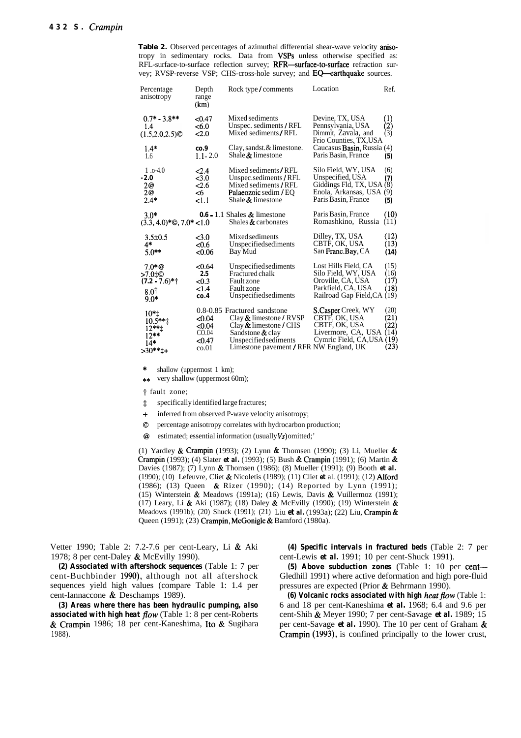**Table 2.** Observed percentages of azimuthal differential shear-wave velocity anisotropy in sedimentary rocks. Data from VSPs unless otherwise specified as: RFL-surface-to-surface reflection survey; RFR—surface-to-surface refraction survey; RVSP-reverse VSP; CHS-cross-hole survey; and EQ—earthquake sources.

| Percentage anisotropy | Depth range (km) | Rock type / comments | Location | Ref. |
|---|---|---|---|---|
| 0.7* - 3.8** | <0.47 | Mixed sediments | Devine, TX, USA | (1) |
| 1.4 | <6.0 | Unspec. sediments / RFL | Pennsylvania, USA | (2) |
| (1.5,2.0,2.5)© | <2.0 | Mixed sediments / RFL | Dimmit, Zavala, and Frio Counties, TX,USA | (3) |
| 1.4* | co.9 | Clay, sandst. & limestone. | Caucasus Basin, Russia | (4) |
| 1.6 | 1.1 - 2.0 | Shale & limestone | Paris Basin, France | (5) |
| 1.0-4.0 | <2.4 | Mixed sediments / RFL | Silo Field, WY, USA | (6) |
| ~2.0 | <3.0 | Unspec. sediments / RFL | Unspecified, USA | (7) |
| 2@ | <2.6 | Mixed sediments / RFL | Giddings Fld, TX, USA | (8) |
| 2@ | <6 | Palaeozoic sedim / EQ | Enola, Arkansas, USA | (9) |
| 2.4* | <1.1 | Shale & limestone | Paris Basin, France | (5) |
| 3.0* | 0.6 - 1.1 | Shales & limestone | Paris Basin, France | (10) |
| (3.3, 4.0)*©, 7.0* | <1.0 | Shales & carbonates | Romashkino, Russia | (11) |
| 3.5±0.5 | <3.0 | Mixed sediments | Dilley, TX, USA | (12) |
| 4* | <0.6 | Unspecified sediments | CBTF, OK, USA | (13) |
| 5.0** | <0.06 | Bay Mud | San Franc. Bay, CA | (14) |
| 7.0*@ | <0.64 | Unspecified sediments | Lost Hills Field, CA | (15) |
| >7.0‡© | 2.5 | Fractured chalk | Silo Field, WY, USA | (16) |
| (7.2 - 7.6)*† | <0.3 | Fault zone | Oroville, CA, USA | (17) |
| 8.0† | <1.4 | Fault zone | Parkfield, CA, USA | (18) |
| 9.0* | co.4 | Unspecified sediments | Railroad Gap Field, CA | (19) |
| 10*‡ | 0.8-0.85 | Fractured sandstone | S. Casper Creek, WY | (20) |
| 10.5**‡ | <0.04 | Clay & limestone / RVSP | CBTF, OK, USA | (21) |
| 12**‡ | <0.04 | Clay & limestone / CHS | CBTF, OK, USA | (22) |
| 12** | c0.04 | Sandstone & clay | Livermore, CA, USA | (14) |
| 14* | <0.47 | Unspecified sediments | Cymric Field, CA, USA | (19) |
| >30**‡+ | co.01 | Limestone pavement / RFR | NW England, UK | (23) |

\* shallow (uppermost 1 km);
\** very shallow (uppermost 60m);
† fault zone;
‡ specifically identified large fractures;
\+ inferred from observed P-wave velocity anisotropy;
© percentage anisotropy correlates with hydrocarbon production;
@ estimated; essential information (usually $V_S$) omitted;

(1) Yardley & Crampin (1993); (2) Lynn & Thomsen (1990); (3) Li, Mueller & Crampin (1993); (4) Slater *et al.* (1993); (5) Bush & Crampin (1991); (6) Martin & Davies (1987); (7) Lynn & Thomsen (1986); (8) Mueller (1991); (9) Booth *et al.* (1990); (10) Lefeuvre, Cliet & Nicoletis (1989); (11) Cliet *et* al. (1991); (12) Alford (1986); (13) Queen & Rizer (1990); (14) Reported by Lynn (1991); (15) Winterstein & Meadows (1991a); (16) Lewis, Davis & Vuillermoz (1991); (17) Leary, Li & Aki (1987); (18) Daley & McEvilly (1990); (19) Winterstein & Meadows (1991b); (20) Shuck (1991); (21) Liu *et al.* (1993a); (22) Liu, Crampin & Queen (1991); (23) Crampin, McGonigle & Bamford (1980a).

Vetter 1990; Table 2: 7.2-7.6 per cent-Leary, Li & Aki 1978; 8 per cent-Daley & McEvilly 1990).

***(2) Associated with aftershock sequences*** (Table 1: 7 per cent-Buchbinder 1990), although not all aftershock sequences yield high values (compare Table 1: 1.4 per cent-Iannaccone & Deschamps 1989).

***(3) Areas where there has been hydraulic pumping, also associated with high heat flow*** (Table 1: 8 per cent-Roberts & Crampin 1986; 18 per cent-Kaneshima, Ito & Sugihara 1988).

***(4) Specific intervals in fractured beds*** (Table 2: 7 per cent-Lewis *et al.* 1991; 10 per cent-Shuck 1991).

***(5) Above subduction zones*** (Table 1: 10 per cent—Gledhill 1991) where active deformation and high pore-fluid pressures are expected (Prior & Behrmann 1990).

***(6) Volcanic rocks associated with high heat flow*** (Table 1: 6 and 18 per cent-Kaneshima *et al.* 1968; 6.4 and 9.6 per cent-Shih & Meyer 1990; 7 per cent-Savage *et al.* 1989; 15 per cent-Savage *et al.* 1990). The 10 per cent of Graham & Crampin (1993), is confined principally to the lower crust,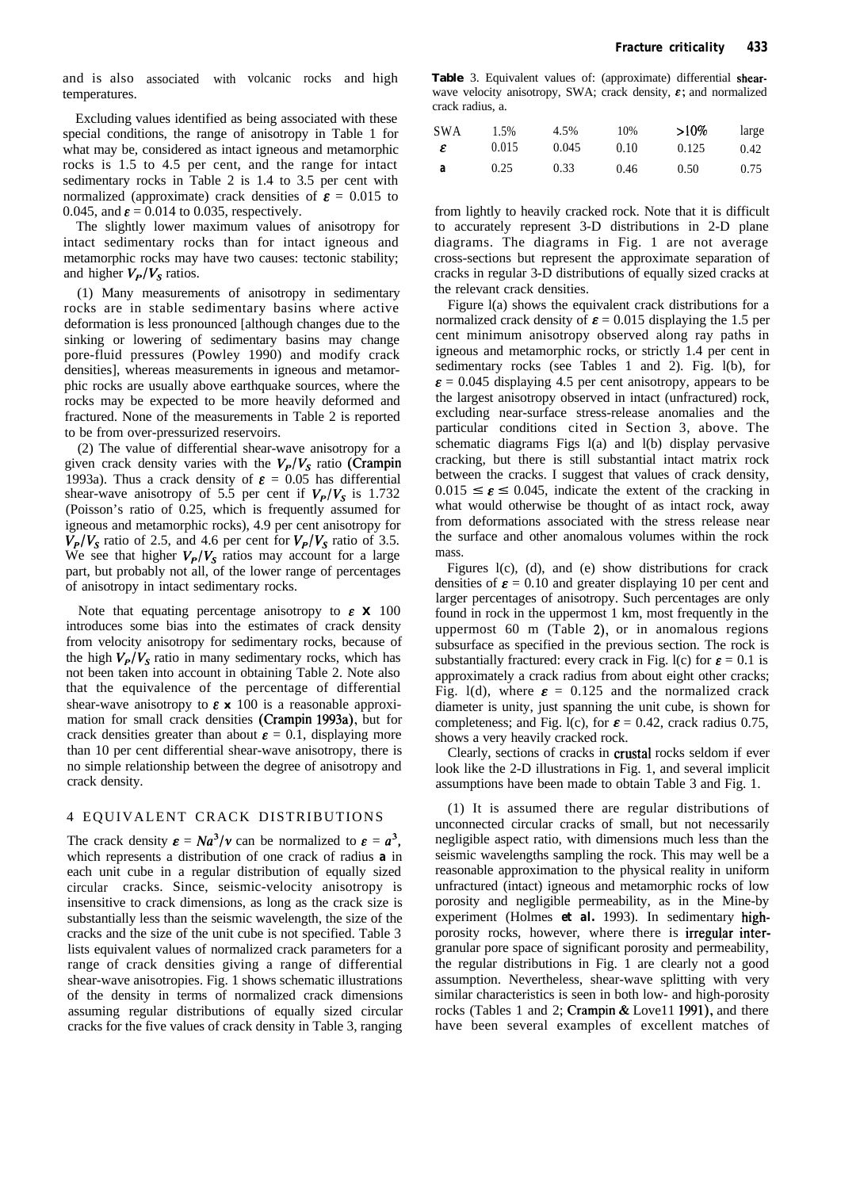and is also associated with volcanic rocks and high temperatures.

Excluding values identified as being associated with these special conditions, the range of anisotropy in Table 1 for what may be, considered as intact igneous and metamorphic rocks is 1.5 to 4.5 per cent, and the range for intact sedimentary rocks in Table 2 is 1.4 to 3.5 per cent with normalized (approximate) crack densities of $\varepsilon$ = 0.015 to 0.045, and $\varepsilon$ = 0.014 to 0.035, respectively.

The slightly lower maximum values of anisotropy for intact sedimentary rocks than for intact igneous and metamorphic rocks may have two causes: tectonic stability; and higher $V_P/V_S$ ratios.

(1) Many measurements of anisotropy in sedimentary rocks are in stable sedimentary basins where active deformation is less pronounced [although changes due to the sinking or lowering of sedimentary basins may change pore-fluid pressures (Powley 1990) and modify crack densities], whereas measurements in igneous and metamorphic rocks are usually above earthquake sources, where the rocks may be expected to be more heavily deformed and fractured. None of the measurements in Table 2 is reported to be from over-pressurized reservoirs.

(2) The value of differential shear-wave anisotropy for a given crack density varies with the $V_P/V_S$ ratio (Crampin 1993a). Thus a crack density of $\varepsilon$ = 0.05 has differential shear-wave anisotropy of 5.5 per cent if $V_P/V_S$ is 1.732 (Poisson's ratio of 0.25, which is frequently assumed for igneous and metamorphic rocks), 4.9 per cent anisotropy for $V_P/V_S$ ratio of 2.5, and 4.6 per cent for $V_P/V_S$ ratio of 3.5. We see that higher $V_P/V_S$ ratios may account for a large part, but probably not all, of the lower range of percentages of anisotropy in intact sedimentary rocks.

Note that equating percentage anisotropy to $\varepsilon \times 100$ introduces some bias into the estimates of crack density from velocity anisotropy for sedimentary rocks, because of the high $V_P/V_S$ ratio in many sedimentary rocks, which has not been taken into account in obtaining Table 2. Note also that the equivalence of the percentage of differential shear-wave anisotropy to $\varepsilon \times 100$ is a reasonable approximation for small crack densities (Crampin 1993a), but for crack densities greater than about $\varepsilon$ = 0.1, displaying more than 10 per cent differential shear-wave anisotropy, there is no simple relationship between the degree of anisotropy and crack density.

## 4 EQUIVALENT CRACK DISTRIBUTIONS

The crack density $\varepsilon = Na^3/v$ can be normalized to $\varepsilon = a^3$, which represents a distribution of one crack of radius **a** in each unit cube in a regular distribution of equally sized circular cracks. Since, seismic-velocity anisotropy is insensitive to crack dimensions, as long as the crack size is substantially less than the seismic wavelength, the size of the cracks and the size of the unit cube is not specified. Table 3 lists equivalent values of normalized crack parameters for a range of crack densities giving a range of differential shear-wave anisotropies. Fig. 1 shows schematic illustrations of the density in terms of normalized crack dimensions assuming regular distributions of equally sized circular cracks for the five values of crack density in Table 3, ranging from lightly to heavily cracked rock. Note that it is difficult to accurately represent 3-D distributions in 2-D plane diagrams. The diagrams in Fig. 1 are not average cross-sections but represent the approximate separation of cracks in regular 3-D distributions of equally sized cracks at the relevant crack densities.

**Table** 3. Equivalent values of: (approximate) differential shear-wave velocity anisotropy, SWA; crack density, $\varepsilon$; and normalized crack radius, a.

| SWA | 1.5% | 4.5% | 10% | >10% | large |
|---|---|---|---|---|---|
| $\varepsilon$ | 0.015 | 0.045 | 0.10 | 0.125 | 0.42 |
| **a** | 0.25 | 0.33 | 0.46 | 0.50 | 0.75 |

Figure 1(a) shows the equivalent crack distributions for a normalized crack density of $\varepsilon$ = 0.015 displaying the 1.5 per cent minimum anisotropy observed along ray paths in igneous and metamorphic rocks, or strictly 1.4 per cent in sedimentary rocks (see Tables 1 and 2). Fig. 1(b), for $\varepsilon$ = 0.045 displaying 4.5 per cent anisotropy, appears to be the largest anisotropy observed in intact (unfractured) rock, excluding near-surface stress-release anomalies and the particular conditions cited in Section 3, above. The schematic diagrams Figs 1(a) and 1(b) display pervasive cracking, but there is still substantial intact matrix rock between the cracks. I suggest that values of crack density, $0.015 \leq \varepsilon \leq 0.045$, indicate the extent of the cracking in what would otherwise be thought of as intact rock, away from deformations associated with the stress release near the surface and other anomalous volumes within the rock mass.

Figures 1(c), (d), and (e) show distributions for crack densities of $\varepsilon$ = 0.10 and greater displaying 10 per cent and larger percentages of anisotropy. Such percentages are only found in rock in the uppermost 1 km, most frequently in the uppermost 60 m (Table 2), or in anomalous regions subsurface as specified in the previous section. The rock is substantially fractured: every crack in Fig. 1(c) for $\varepsilon$ = 0.1 is approximately a crack radius from about eight other cracks; Fig. 1(d), where $\varepsilon$ = 0.125 and the normalized crack diameter is unity, just spanning the unit cube, is shown for completeness; and Fig. 1(c), for $\varepsilon$ = 0.42, crack radius 0.75, shows a very heavily cracked rock.

Clearly, sections of cracks in crustal rocks seldom if ever look like the 2-D illustrations in Fig. 1, and several implicit assumptions have been made to obtain Table 3 and Fig. 1.

(1) It is assumed there are regular distributions of unconnected circular cracks of small, but not necessarily negligible aspect ratio, with dimensions much less than the seismic wavelengths sampling the rock. This may well be a reasonable approximation to the physical reality in uniform unfractured (intact) igneous and metamorphic rocks of low porosity and negligible permeability, as in the Mine-by experiment (Holmes *et al.* 1993). In sedimentary high-porosity rocks, however, where there is irregular inter-granular pore space of significant porosity and permeability, the regular distributions in Fig. 1 are clearly not a good assumption. Nevertheless, shear-wave splitting with very similar characteristics is seen in both low- and high-porosity rocks (Tables 1 and 2; Crampin & Lovell 1991), and there have been several examples of excellent matches of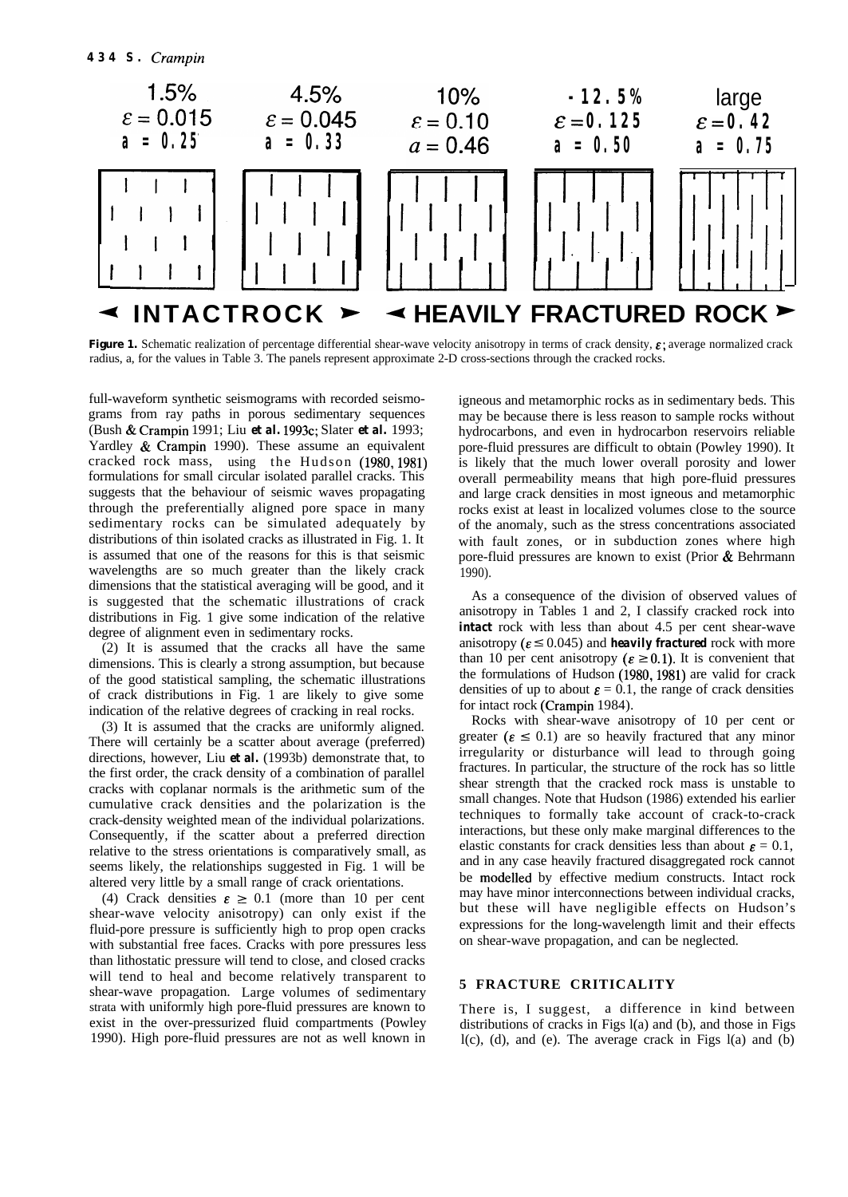1.5% $\varepsilon = 0.015$ $a = 0.25$ | 4.5% $\varepsilon = 0.045$ $a = 0.33$ | 10% $\varepsilon = 0.10$ $a = 0.46$ | ~12.5% $\varepsilon = 0.125$ $a = 0.50$ | large $\varepsilon = 0.42$ $a = 0.75$

◄ INTACT ROCK ►  ◄ HEAVILY FRACTURED ROCK ►

**Figure 1.** Schematic realization of percentage differential shear-wave velocity anisotropy in terms of crack density, $\varepsilon$; average normalized crack radius, a, for the values in Table 3. The panels represent approximate 2-D cross-sections through the cracked rocks.

full-waveform synthetic seismograms with recorded seismograms from ray paths in porous sedimentary sequences (Bush & Crampin 1991; Liu *et al.* 1993c; Slater *et al.* 1993; Yardley & Crampin 1990). These assume an equivalent cracked rock mass, using the Hudson (1980, 1981) formulations for small circular isolated parallel cracks. This suggests that the behaviour of seismic waves propagating through the preferentially aligned pore space in many sedimentary rocks can be simulated adequately by distributions of thin isolated cracks as illustrated in Fig. 1. It is assumed that one of the reasons for this is that seismic wavelengths are so much greater than the likely crack dimensions that the statistical averaging will be good, and it is suggested that the schematic illustrations of crack distributions in Fig. 1 give some indication of the relative degree of alignment even in sedimentary rocks.

(2) It is assumed that the cracks all have the same dimensions. This is clearly a strong assumption, but because of the good statistical sampling, the schematic illustrations of crack distributions in Fig. 1 are likely to give some indication of the relative degrees of cracking in real rocks.

(3) It is assumed that the cracks are uniformly aligned. There will certainly be a scatter about average (preferred) directions, however, Liu *et al.* (1993b) demonstrate that, to the first order, the crack density of a combination of parallel cracks with coplanar normals is the arithmetic sum of the cumulative crack densities and the polarization is the crack-density weighted mean of the individual polarizations. Consequently, if the scatter about a preferred direction relative to the stress orientations is comparatively small, as seems likely, the relationships suggested in Fig. 1 will be altered very little by a small range of crack orientations.

(4) Crack densities $\varepsilon \geq 0.1$ (more than 10 per cent shear-wave velocity anisotropy) can only exist if the fluid-pore pressure is sufficiently high to prop open cracks with substantial free faces. Cracks with pore pressures less than lithostatic pressure will tend to close, and closed cracks will tend to heal and become relatively transparent to shear-wave propagation. Large volumes of sedimentary strata with uniformly high pore-fluid pressures are known to exist in the over-pressurized fluid compartments (Powley 1990). High pore-fluid pressures are not as well known in igneous and metamorphic rocks as in sedimentary beds. This may be because there is less reason to sample rocks without hydrocarbons, and even in hydrocarbon reservoirs reliable pore-fluid pressures are difficult to obtain (Powley 1990). It is likely that the much lower overall porosity and lower overall permeability means that high pore-fluid pressures and large crack densities in most igneous and metamorphic rocks exist at least in localized volumes close to the source of the anomaly, such as the stress concentrations associated with fault zones, or in subduction zones where high pore-fluid pressures are known to exist (Prior & Behrmann 1990).

As a consequence of the division of observed values of anisotropy in Tables 1 and 2, I classify cracked rock into **intact** rock with less than about 4.5 per cent shear-wave anisotropy ($\varepsilon \leq 0.045$) and **heavily fractured** rock with more than 10 per cent anisotropy ($\varepsilon \geq 0.1$). It is convenient that the formulations of Hudson (1980, 1981) are valid for crack densities of up to about $\varepsilon = 0.1$, the range of crack densities for intact rock (Crampin 1984).

Rocks with shear-wave anisotropy of 10 per cent or greater ($\varepsilon \leq 0.1$) are so heavily fractured that any minor irregularity or disturbance will lead to through going fractures. In particular, the structure of the rock has so little shear strength that the cracked rock mass is unstable to small changes. Note that Hudson (1986) extended his earlier techniques to formally take account of crack-to-crack interactions, but these only make marginal differences to the elastic constants for crack densities less than about $\varepsilon = 0.1$, and in any case heavily fractured disaggregated rock cannot be modelled by effective medium constructs. Intact rock may have minor interconnections between individual cracks, but these will have negligible effects on Hudson's expressions for the long-wavelength limit and their effects on shear-wave propagation, and can be neglected.

## 5 FRACTURE CRITICALITY

There is, I suggest, a difference in kind between distributions of cracks in Figs 1(a) and (b), and those in Figs 1(c), (d), and (e). The average crack in Figs 1(a) and (b)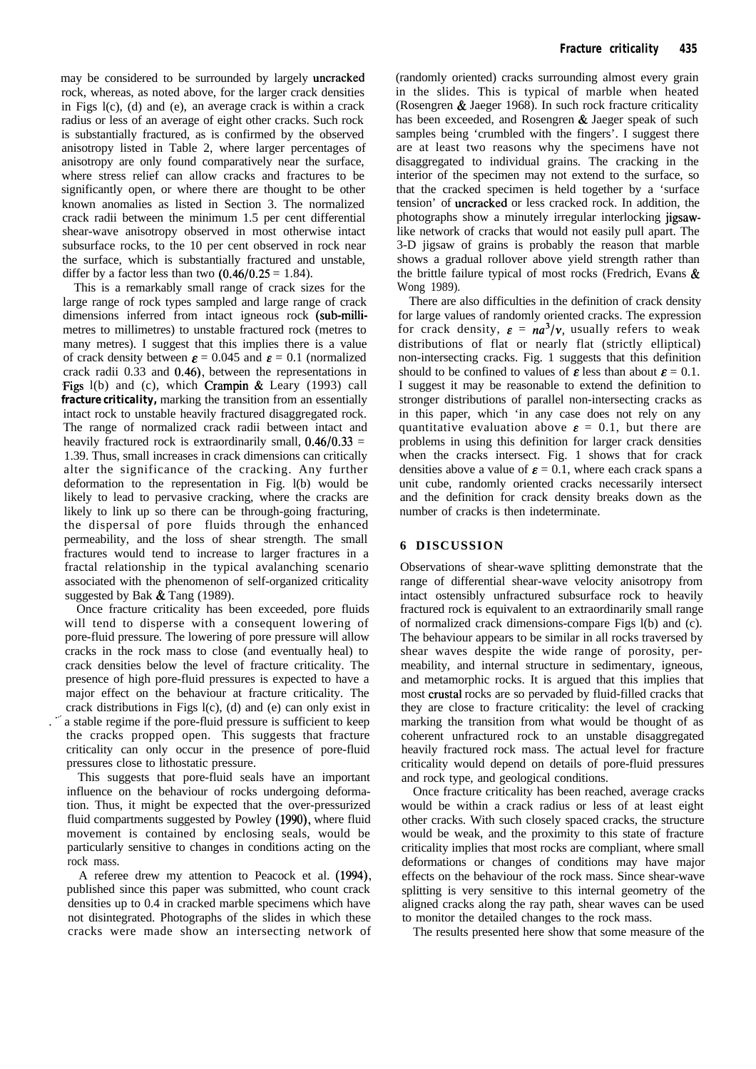may be considered to be surrounded by largely uncracked rock, whereas, as noted above, for the larger crack densities in Figs 1(c), (d) and (e), an average crack is within a crack radius or less of an average of eight other cracks. Such rock is substantially fractured, as is confirmed by the observed anisotropy listed in Table 2, where larger percentages of anisotropy are only found comparatively near the surface, where stress relief can allow cracks and fractures to be significantly open, or where there are thought to be other known anomalies as listed in Section 3. The normalized crack radii between the minimum 1.5 per cent differential shear-wave anisotropy observed in most otherwise intact subsurface rocks, to the 10 per cent observed in rock near the surface, which is substantially fractured and unstable, differ by a factor less than two ($0.46/0.25 = 1.84$).

This is a remarkably small range of crack sizes for the large range of rock types sampled and large range of crack dimensions inferred from intact igneous rock (sub-millimetres to millimetres) to unstable fractured rock (metres to many metres). I suggest that this implies there is a value of crack density between $\varepsilon = 0.045$ and $\varepsilon = 0.1$ (normalized crack radii 0.33 and 0.46), between the representations in Figs 1(b) and (c), which Crampin & Leary (1993) call **fracture criticality,** marking the transition from an essentially intact rock to unstable heavily fractured disaggregated rock. The range of normalized crack radii between intact and heavily fractured rock is extraordinarily small, $0.46/0.33 = 1.39$. Thus, small increases in crack dimensions can critically alter the significance of the cracking. Any further deformation to the representation in Fig. 1(b) would be likely to lead to pervasive cracking, where the cracks are likely to link up so there can be through-going fracturing, the dispersal of pore fluids through the enhanced permeability, and the loss of shear strength. The small fractures would tend to increase to larger fractures in a fractal relationship in the typical avalanching scenario associated with the phenomenon of self-organized criticality suggested by Bak & Tang (1989).

Once fracture criticality has been exceeded, pore fluids will tend to disperse with a consequent lowering of pore-fluid pressure. The lowering of pore pressure will allow cracks in the rock mass to close (and eventually heal) to crack densities below the level of fracture criticality. The presence of high pore-fluid pressures is expected to have a major effect on the behaviour at fracture criticality. The crack distributions in Figs 1(c), (d) and (e) can only exist in a stable regime if the pore-fluid pressure is sufficient to keep the cracks propped open. This suggests that fracture criticality can only occur in the presence of pore-fluid pressures close to lithostatic pressure.

This suggests that pore-fluid seals have an important influence on the behaviour of rocks undergoing deformation. Thus, it might be expected that the over-pressurized fluid compartments suggested by Powley (1990), where fluid movement is contained by enclosing seals, would be particularly sensitive to changes in conditions acting on the rock mass.

A referee drew my attention to Peacock et al. (1994), published since this paper was submitted, who count crack densities up to 0.4 in cracked marble specimens which have not disintegrated. Photographs of the slides in which these cracks were made show an intersecting network of (randomly oriented) cracks surrounding almost every grain in the slides. This is typical of marble when heated (Rosengren & Jaeger 1968). In such rock fracture criticality has been exceeded, and Rosengren & Jaeger speak of such samples being 'crumbled with the fingers'. I suggest there are at least two reasons why the specimens have not disaggregated to individual grains. The cracking in the interior of the specimen may not extend to the surface, so that the cracked specimen is held together by a 'surface tension' of uncracked or less cracked rock. In addition, the photographs show a minutely irregular interlocking jigsaw-like network of cracks that would not easily pull apart. The 3-D jigsaw of grains is probably the reason that marble shows a gradual rollover above yield strength rather than the brittle failure typical of most rocks (Fredrich, Evans & Wong 1989).

There are also difficulties in the definition of crack density for large values of randomly oriented cracks. The expression for crack density, $\varepsilon = na^3/v$, usually refers to weak distributions of flat or nearly flat (strictly elliptical) non-intersecting cracks. Fig. 1 suggests that this definition should to be confined to values of $\varepsilon$ less than about $\varepsilon = 0.1$. I suggest it may be reasonable to extend the definition to stronger distributions of parallel non-intersecting cracks as in this paper, which 'in any case does not rely on any quantitative evaluation above $\varepsilon = 0.1$, but there are problems in using this definition for larger crack densities when the cracks intersect. Fig. 1 shows that for crack densities above a value of $\varepsilon = 0.1$, where each crack spans a unit cube, randomly oriented cracks necessarily intersect and the definition for crack density breaks down as the number of cracks is then indeterminate.

## 6 DISCUSSION

Observations of shear-wave splitting demonstrate that the range of differential shear-wave velocity anisotropy from intact ostensibly unfractured subsurface rock to heavily fractured rock is equivalent to an extraordinarily small range of normalized crack dimensions-compare Figs 1(b) and (c). The behaviour appears to be similar in all rocks traversed by shear waves despite the wide range of porosity, permeability, and internal structure in sedimentary, igneous, and metamorphic rocks. It is argued that this implies that most crustal rocks are so pervaded by fluid-filled cracks that they are close to fracture criticality: the level of cracking marking the transition from what would be thought of as coherent unfractured rock to an unstable disaggregated heavily fractured rock mass. The actual level for fracture criticality would depend on details of pore-fluid pressures and rock type, and geological conditions.

Once fracture criticality has been reached, average cracks would be within a crack radius or less of at least eight other cracks. With such closely spaced cracks, the structure would be weak, and the proximity to this state of fracture criticality implies that most rocks are compliant, where small deformations or changes of conditions may have major effects on the behaviour of the rock mass. Since shear-wave splitting is very sensitive to this internal geometry of the aligned cracks along the ray path, shear waves can be used to monitor the detailed changes to the rock mass.

The results presented here show that some measure of the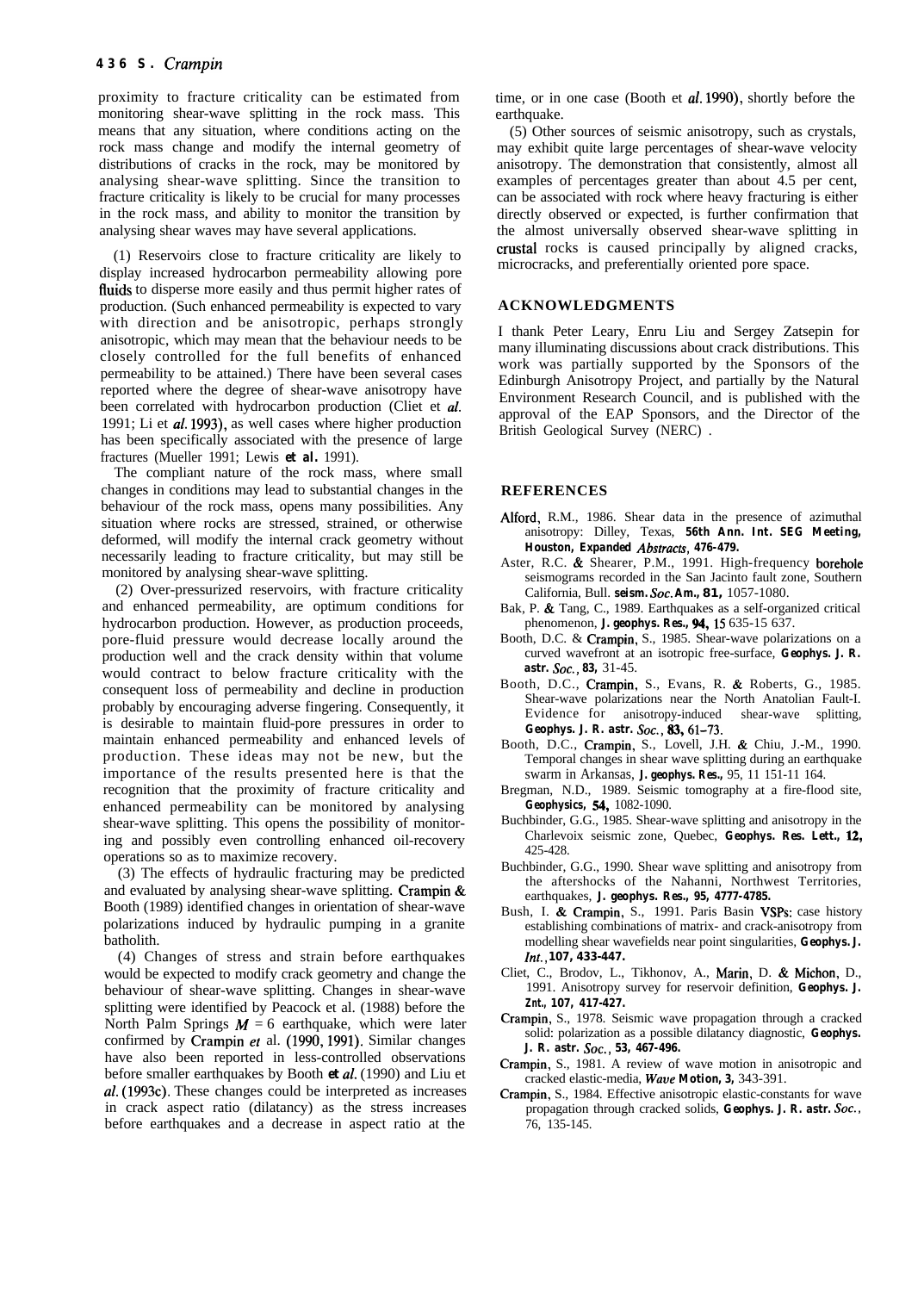proximity to fracture criticality can be estimated from monitoring shear-wave splitting in the rock mass. This means that any situation, where conditions acting on the rock mass change and modify the internal geometry of distributions of cracks in the rock, may be monitored by analysing shear-wave splitting. Since the transition to fracture criticality is likely to be crucial for many processes in the rock mass, and ability to monitor the transition by analysing shear waves may have several applications.

(1) Reservoirs close to fracture criticality are likely to display increased hydrocarbon permeability allowing pore fluids to disperse more easily and thus permit higher rates of production. (Such enhanced permeability is expected to vary with direction and be anisotropic, perhaps strongly anisotropic, which may mean that the behaviour needs to be closely controlled for the full benefits of enhanced permeability to be attained.) There have been several cases reported where the degree of shear-wave anisotropy have been correlated with hydrocarbon production (Cliet et *al.* 1991; Li et *al.* 1993), as well cases where higher production has been specifically associated with the presence of large fractures (Mueller 1991; Lewis **et al.** 1991).

The compliant nature of the rock mass, where small changes in conditions may lead to substantial changes in the behaviour of the rock mass, opens many possibilities. Any situation where rocks are stressed, strained, or otherwise deformed, will modify the internal crack geometry without necessarily leading to fracture criticality, but may still be monitored by analysing shear-wave splitting.

(2) Over-pressurized reservoirs, with fracture criticality and enhanced permeability, are optimum conditions for hydrocarbon production. However, as production proceeds, pore-fluid pressure would decrease locally around the production well and the crack density within that volume would contract to below fracture criticality with the consequent loss of permeability and decline in production probably by encouraging adverse fingering. Consequently, it is desirable to maintain fluid-pore pressures in order to maintain enhanced permeability and enhanced levels of production. These ideas may not be new, but the importance of the results presented here is that the recognition that the proximity of fracture criticality and enhanced permeability can be monitored by analysing shear-wave splitting. This opens the possibility of monitoring and possibly even controlling enhanced oil-recovery operations so as to maximize recovery.

(3) The effects of hydraulic fracturing may be predicted and evaluated by analysing shear-wave splitting. Crampin & Booth (1989) identified changes in orientation of shear-wave polarizations induced by hydraulic pumping in a granite batholith.

(4) Changes of stress and strain before earthquakes would be expected to modify crack geometry and change the behaviour of shear-wave splitting. Changes in shear-wave splitting were identified by Peacock et al. (1988) before the North Palm Springs $M = 6$ earthquake, which were later confirmed by Crampin *et* al. (1990, 1991). Similar changes have also been reported in less-controlled observations before smaller earthquakes by Booth **et** *al.* (1990) and Liu et *al.* (1993c). These changes could be interpreted as increases in crack aspect ratio (dilatancy) as the stress increases before earthquakes and a decrease in aspect ratio at the time, or in one case (Booth et *al.* 1990), shortly before the earthquake.

(5) Other sources of seismic anisotropy, such as crystals, may exhibit quite large percentages of shear-wave velocity anisotropy. The demonstration that consistently, almost all examples of percentages greater than about 4.5 per cent, can be associated with rock where heavy fracturing is either directly observed or expected, is further confirmation that the almost universally observed shear-wave splitting in crustal rocks is caused principally by aligned cracks, microcracks, and preferentially oriented pore space.

## ACKNOWLEDGMENTS

I thank Peter Leary, Enru Liu and Sergey Zatsepin for many illuminating discussions about crack distributions. This work was partially supported by the Sponsors of the Edinburgh Anisotropy Project, and partially by the Natural Environment Research Council, and is published with the approval of the EAP Sponsors, and the Director of the British Geological Survey (NERC) .

## REFERENCES

Alford, R.M., 1986. Shear data in the presence of azimuthal anisotropy: Dilley, Texas, **56th Ann. Int. SEG Meeting, Houston, Expanded** ***Abstracts*****, 476-479.**

Aster, R.C. & Shearer, P.M., 1991. High-frequency borehole seismograms recorded in the San Jacinto fault zone, Southern California, Bull. **seism.** ***Soc.*** **Am., 81,** 1057-1080.

Bak, P. & Tang, C., 1989. Earthquakes as a self-organized critical phenomenon, **J. geophys. Res., 94,** 15 635-15 637.

Booth, D.C. & Crampin, S., 1985. Shear-wave polarizations on a curved wavefront at an isotropic free-surface, **Geophys. J. R. astr.** ***Soc.*****, 83,** 31-45.

Booth, D.C., Crampin, S., Evans, R. & Roberts, G., 1985. Shear-wave polarizations near the North Anatolian Fault-I. Evidence for anisotropy-induced shear-wave splitting, **Geophys. J. R. astr.** ***Soc.*****, 83, 61-73.**

Booth, D.C., Crampin, S., Lovell, J.H. & Chiu, J.-M., 1990. Temporal changes in shear wave splitting during an earthquake swarm in Arkansas, **J. geophys. Res.,** 95, 11 151-11 164.

Bregman, N.D., 1989. Seismic tomography at a fire-flood site, **Geophysics, 54,** 1082-1090.

Buchbinder, G.G., 1985. Shear-wave splitting and anisotropy in the Charlevoix seismic zone, Quebec, **Geophys. Res. Lett., 12,** 425-428.

Buchbinder, G.G., 1990. Shear wave splitting and anisotropy from the aftershocks of the Nahanni, Northwest Territories, earthquakes, **J. geophys. Res., 95, 4777-4785.**

Bush, I. & Crampin, S., 1991. Paris Basin VSPs: case history establishing combinations of matrix- and crack-anisotropy from modelling shear wavefields near point singularities, **Geophys. J.** ***Int.*****, 107, 433-447.**

Cliet, C., Brodov, L., Tikhonov, A., Marin, D. & Michon, D., 1991. Anisotropy survey for reservoir definition, **Geophys. J. Znt., 107, 417-427.**

Crampin, S., 1978. Seismic wave propagation through a cracked solid: polarization as a possible dilatancy diagnostic, **Geophys. J. R. astr.** ***Soc.*****, 53, 467-496.**

Crampin, S., 1981. A review of wave motion in anisotropic and cracked elastic-media, ***Wave*** **Motion, 3,** 343-391.

Crampin, S., 1984. Effective anisotropic elastic-constants for wave propagation through cracked solids, **Geophys. J. R. astr.** ***Soc.*****,** 76, 135-145.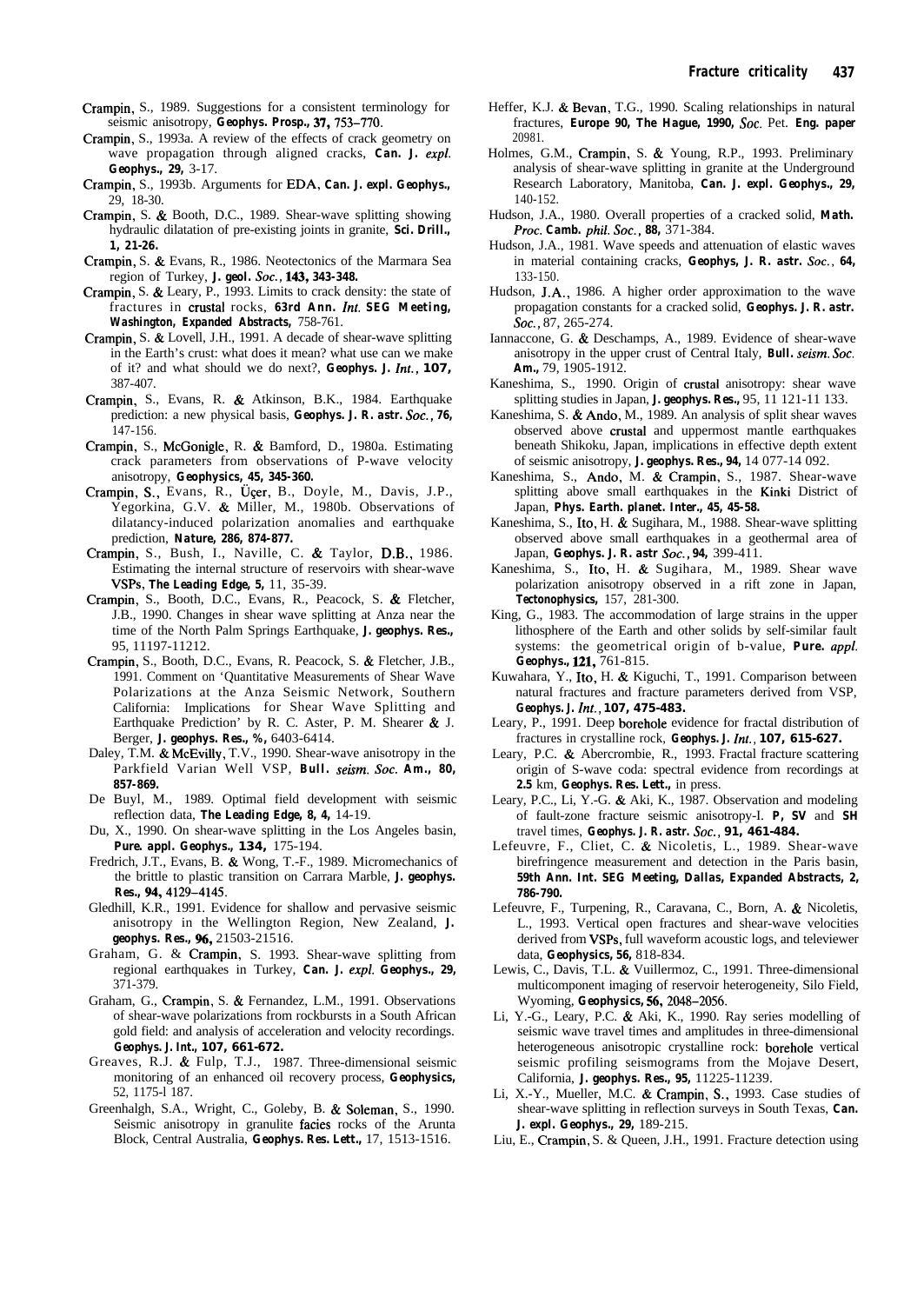Crampin, S., 1989. Suggestions for a consistent terminology for seismic anisotropy, **Geophys. Prosp., 37,** 753–770.

Crampin, S., 1993a. A review of the effects of crack geometry on wave propagation through aligned cracks, **Can. J. expl. Geophys., 29,** 3-17.

Crampin, S., 1993b. Arguments for EDA, **Can. J. expl. Geophys.,** 29, 18-30.

Crampin, S. & Booth, D.C., 1989. Shear-wave splitting showing hydraulic dilatation of pre-existing joints in granite, **Sci. Drill., 1, 21-26.**

Crampin, S. & Evans, R., 1986. Neotectonics of the Marmara Sea region of Turkey, **J. geol. Soc., 143, 343-348.**

Crampin, S. & Leary, P., 1993. Limits to crack density: the state of fractures in crustal rocks, **63rd Ann. Int. SEG Meeting, Washington, Expanded Abstracts,** 758-761.

Crampin, S. & Lovell, J.H., 1991. A decade of shear-wave splitting in the Earth's crust: what does it mean? what use can we make of it? and what should we do next?, **Geophys. J. Int., 107,** 387-407.

Crampin, S., Evans, R. & Atkinson, B.K., 1984. Earthquake prediction: a new physical basis, **Geophys. J. R. astr. Soc., 76,** 147-156.

Crampin, S., McGonigle, R. & Bamford, D., 1980a. Estimating crack parameters from observations of P-wave velocity anisotropy, **Geophysics, 45, 345-360.**

Crampin, S., Evans, R., Üçer, B., Doyle, M., Davis, J.P., Yegorkina, G.V. & Miller, M., 1980b. Observations of dilatancy-induced polarization anomalies and earthquake prediction, **Nature, 286, 874-877.**

Crampin, S., Bush, I., Naville, C. & Taylor, D.B., 1986. Estimating the internal structure of reservoirs with shear-wave VSPs, **The Leading Edge, 5,** 11, 35-39.

Crampin, S., Booth, D.C., Evans, R., Peacock, S. & Fletcher, J.B., 1990. Changes in shear wave splitting at Anza near the time of the North Palm Springs Earthquake, **J. geophys. Res.,** 95, 11197-11212.

Crampin, S., Booth, D.C., Evans, R. Peacock, S. & Fletcher, J.B., 1991. Comment on 'Quantitative Measurements of Shear Wave Polarizations at the Anza Seismic Network, Southern California: Implications for Shear Wave Splitting and Earthquake Prediction' by R. C. Aster, P. M. Shearer & J. Berger, **J. geophys. Res., %,** 6403-6414.

Daley, T.M. & McEvilly, T.V., 1990. Shear-wave anisotropy in the Parkfield Varian Well VSP, **Bull. seism. Soc. Am., 80, 857-869.**

De Buyl, M., 1989. Optimal field development with seismic reflection data, **The Leading Edge, 8, 4,** 14-19.

Du, X., 1990. On shear-wave splitting in the Los Angeles basin, **Pure. appl. Geophys., 134,** 175-194.

Fredrich, J.T., Evans, B. & Wong, T.-F., 1989. Micromechanics of the brittle to plastic transition on Carrara Marble, **J. geophys. Res., 94,** 4129–4145.

Gledhill, K.R., 1991. Evidence for shallow and pervasive seismic anisotropy in the Wellington Region, New Zealand, **J. geophys. Res., 96,** 21503-21516.

Graham, G. & Crampin, S. 1993. Shear-wave splitting from regional earthquakes in Turkey, **Can. J. expl. Geophys., 29,** 371-379.

Graham, G., Crampin, S. & Fernandez, L.M., 1991. Observations of shear-wave polarizations from rockbursts in a South African gold field: and analysis of acceleration and velocity recordings. **Geophys. J. Int., 107, 661-672.**

Greaves, R.J. & Fulp, T.J., 1987. Three-dimensional seismic monitoring of an enhanced oil recovery process, **Geophysics,** 52, 1175-l 187.

Greenhalgh, S.A., Wright, C., Goleby, B. & Soleman, S., 1990. Seismic anisotropy in granulite facies rocks of the Arunta Block, Central Australia, **Geophys. Res. Lett.,** 17, 1513-1516.

Heffer, K.J. & Bevan, T.G., 1990. Scaling relationships in natural fractures, **Europe 90, The Hague, 1990, Soc.** Pet. **Eng. paper** 20981.

Holmes, G.M., Crampin, S. & Young, R.P., 1993. Preliminary analysis of shear-wave splitting in granite at the Underground Research Laboratory, Manitoba, **Can. J. expl. Geophys., 29,** 140-152.

Hudson, J.A., 1980. Overall properties of a cracked solid, **Math. Proc. Camb. phil. Soc., 88,** 371-384.

Hudson, J.A., 1981. Wave speeds and attenuation of elastic waves in material containing cracks, **Geophys, J. R. astr. Soc., 64,** 133-150.

Hudson, J.A., 1986. A higher order approximation to the wave propagation constants for a cracked solid, **Geophys. J. R. astr. Soc.,** 87, 265-274.

Iannaccone, G. & Deschamps, A., 1989. Evidence of shear-wave anisotropy in the upper crust of Central Italy, **Bull. seism. Soc. Am.,** 79, 1905-1912.

Kaneshima, S., 1990. Origin of crustal anisotropy: shear wave splitting studies in Japan, **J. geophys. Res.,** 95, 11 121-11 133.

Kaneshima, S. & Ando, M., 1989. An analysis of split shear waves observed above crustal and uppermost mantle earthquakes beneath Shikoku, Japan, implications in effective depth extent of seismic anisotropy, **J. geophys. Res., 94,** 14 077-14 092.

Kaneshima, S., Ando, M. & Crampin, S., 1987. Shear-wave splitting above small earthquakes in the Kinki District of Japan, **Phys. Earth. planet. Inter., 45, 45-58.**

Kaneshima, S., Ito, H. & Sugihara, M., 1988. Shear-wave splitting observed above small earthquakes in a geothermal area of Japan, **Geophys. J. R. astr Soc., 94,** 399-411.

Kaneshima, S., Ito, H. & Sugihara, M., 1989. Shear wave polarization anisotropy observed in a rift zone in Japan, **Tectonophysics,** 157, 281-300.

King, G., 1983. The accommodation of large strains in the upper lithosphere of the Earth and other solids by self-similar fault systems: the geometrical origin of b-value, **Pure. appl. Geophys., 121,** 761-815.

Kuwahara, Y., Ito, H. & Kiguchi, T., 1991. Comparison between natural fractures and fracture parameters derived from VSP, **Geophys. J. Int., 107, 475-483.**

Leary, P., 1991. Deep borehole evidence for fractal distribution of fractures in crystalline rock, **Geophys. J. Int., 107, 615-627.**

Leary, P.C. & Abercrombie, R., 1993. Fractal fracture scattering origin of S-wave coda: spectral evidence from recordings at **2.5** km, **Geophys. Res. Lett.,** in press.

Leary, P.C., Li, Y.-G. & Aki, K., 1987. Observation and modeling of fault-zone fracture seismic anisotropy-I. **P, SV** and **SH** travel times, **Geophys. J. R. astr. Soc., 91, 461-484.**

Lefeuvre, F., Cliet, C. & Nicoletis, L., 1989. Shear-wave birefringence measurement and detection in the Paris basin, **59th Ann. Int. SEG Meeting, Dallas, Expanded Abstracts, 2, 786-790.**

Lefeuvre, F., Turpening, R., Caravana, C., Born, A. & Nicoletis, L., 1993. Vertical open fractures and shear-wave velocities derived from VSPs, full waveform acoustic logs, and televiewer data, **Geophysics, 56,** 818-834.

Lewis, C., Davis, T.L. & Vuillermoz, C., 1991. Three-dimensional multicomponent imaging of reservoir heterogeneity, Silo Field, Wyoming, **Geophysics, 56,** 2048–2056.

Li, Y.-G., Leary, P.C. & Aki, K., 1990. Ray series modelling of seismic wave travel times and amplitudes in three-dimensional heterogeneous anisotropic crystalline rock: borehole vertical seismic profiling seismograms from the Mojave Desert, California, **J. geophys. Res., 95,** 11225-11239.

Li, X.-Y., Mueller, M.C. & Crampin, S., 1993. Case studies of shear-wave splitting in reflection surveys in South Texas, **Can. J. expl. Geophys., 29,** 189-215.

Liu, E., Crampin, S. & Queen, J.H., 1991. Fracture detection using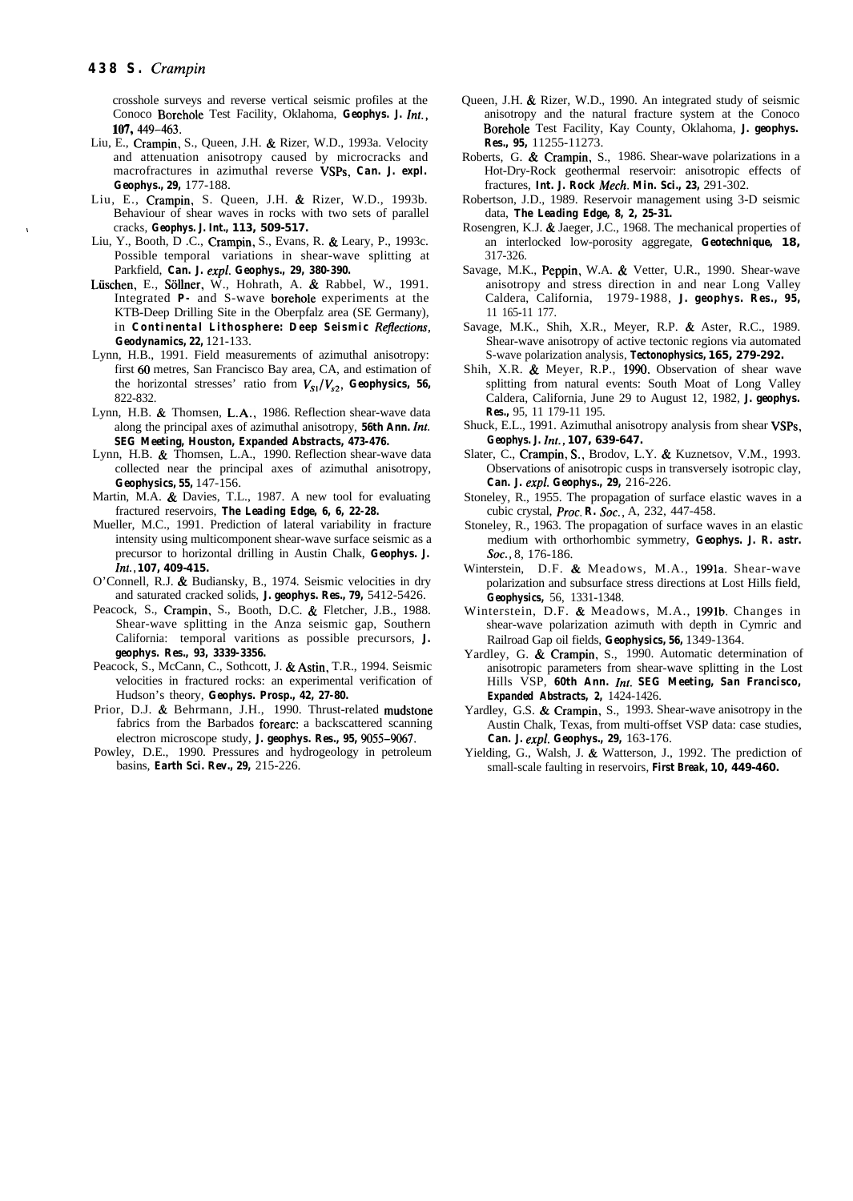crosshole surveys and reverse vertical seismic profiles at the Conoco Borehole Test Facility, Oklahoma, **Geophys. J. *Int.*, 107,** 449–463.

Liu, E., Crampin, S., Queen, J.H. & Rizer, W.D., 1993a. Velocity and attenuation anisotropy caused by microcracks and macrofractures in azimuthal reverse VSPs, **Can. J. expl. Geophys., 29,** 177-188.

Liu, E., Crampin, S. Queen, J.H. & Rizer, W.D., 1993b. Behaviour of shear waves in rocks with two sets of parallel cracks, **Geophys. J. Int., 113, 509-517.**

Liu, Y., Booth, D .C., Crampin, S., Evans, R. & Leary, P., 1993c. Possible temporal variations in shear-wave splitting at Parkfield, **Can. J. *expl.* Geophys., 29, 380-390.**

Lüschen, E., Söllner, W., Hohrath, A. & Rabbel, W., 1991. Integrated **P-** and S-wave borehole experiments at the KTB-Deep Drilling Site in the Oberpfalz area (SE Germany), in **Continental Lithosphere: Deep Seismic *Reflections*, Geodynamics, 22,** 121-133.

Lynn, H.B., 1991. Field measurements of azimuthal anisotropy: first 60 metres, San Francisco Bay area, CA, and estimation of the horizontal stresses' ratio from $V_{S1}/V_{s2}$, **Geophysics, 56,** 822-832.

Lynn, H.B. & Thomsen, L.A., 1986. Reflection shear-wave data along the principal axes of azimuthal anisotropy, **56th Ann. *Int.* SEG Meeting, Houston, Expanded Abstracts, 473-476.**

Lynn, H.B. & Thomsen, L.A., 1990. Reflection shear-wave data collected near the principal axes of azimuthal anisotropy, **Geophysics, 55,** 147-156.

Martin, M.A. & Davies, T.L., 1987. A new tool for evaluating fractured reservoirs, **The Leading Edge, 6, 6, 22-28.**

Mueller, M.C., 1991. Prediction of lateral variability in fracture intensity using multicomponent shear-wave surface seismic as a precursor to horizontal drilling in Austin Chalk, **Geophys. J. *Int.*, 107, 409-415.**

O'Connell, R.J. & Budiansky, B., 1974. Seismic velocities in dry and saturated cracked solids, **J. geophys. Res., 79,** 5412-5426.

Peacock, S., Crampin, S., Booth, D.C. & Fletcher, J.B., 1988. Shear-wave splitting in the Anza seismic gap, Southern California: temporal varitions as possible precursors, **J. geophys. Res., 93, 3339-3356.**

Peacock, S., McCann, C., Sothcott, J. & Astin, T.R., 1994. Seismic velocities in fractured rocks: an experimental verification of Hudson's theory, **Geophys. Prosp., 42, 27-80.**

Prior, D.J. & Behrmann, J.H., 1990. Thrust-related mudstone fabrics from the Barbados forearc: a backscattered scanning electron microscope study, **J. geophys. Res., 95,** 9055–9067.

Powley, D.E., 1990. Pressures and hydrogeology in petroleum basins, **Earth Sci. Rev., 29,** 215-226.

Queen, J.H. & Rizer, W.D., 1990. An integrated study of seismic anisotropy and the natural fracture system at the Conoco Borehole Test Facility, Kay County, Oklahoma, **J. geophys. Res., 95,** 11255-11273.

Roberts, G. & Crampin, S., 1986. Shear-wave polarizations in a Hot-Dry-Rock geothermal reservoir: anisotropic effects of fractures, **Int. J. Rock *Mech.* Min. Sci., 23,** 291-302.

Robertson, J.D., 1989. Reservoir management using 3-D seismic data, **The Leading Edge, 8, 2, 25-31.**

Rosengren, K.J. & Jaeger, J.C., 1968. The mechanical properties of an interlocked low-porosity aggregate, **Geotechnique, 18,** 317-326.

Savage, M.K., Peppin, W.A. & Vetter, U.R., 1990. Shear-wave anisotropy and stress direction in and near Long Valley Caldera, California, 1979-1988, **J. geophys. Res., 95,** 11 165-11 177.

Savage, M.K., Shih, X.R., Meyer, R.P. & Aster, R.C., 1989. Shear-wave anisotropy of active tectonic regions via automated S-wave polarization analysis, **Tectonophysics, 165, 279-292.**

Shih, X.R. & Meyer, R.P., 1990. Observation of shear wave splitting from natural events: South Moat of Long Valley Caldera, California, June 29 to August 12, 1982, **J. geophys. Res.,** 95, 11 179-11 195.

Shuck, E.L., 1991. Azimuthal anisotropy analysis from shear VSPs, **Geophys. J. *Int.*, 107, 639-647.**

Slater, C., Crampin, S., Brodov, L.Y. & Kuznetsov, V.M., 1993. Observations of anisotropic cusps in transversely isotropic clay, **Can. J. *expl.* Geophys., 29,** 216-226.

Stoneley, R., 1955. The propagation of surface elastic waves in a cubic crystal, ***Proc.* R. *Soc.*,** A, 232, 447-458.

Stoneley, R., 1963. The propagation of surface waves in an elastic medium with orthorhombic symmetry, **Geophys. J. R. astr. *Soc.*,** 8, 176-186.

Winterstein, D.F. & Meadows, M.A., 1991a. Shear-wave polarization and subsurface stress directions at Lost Hills field, **Geophysics,** 56, 1331-1348.

Winterstein, D.F. & Meadows, M.A., 1991b. Changes in shear-wave polarization azimuth with depth in Cymric and Railroad Gap oil fields, **Geophysics, 56,** 1349-1364.

Yardley, G. & Crampin, S., 1990. Automatic determination of anisotropic parameters from shear-wave splitting in the Lost Hills VSP, **60th Ann. *Int.* SEG Meeting, San Francisco, Expanded Abstracts, 2,** 1424-1426.

Yardley, G.S. & Crampin, S., 1993. Shear-wave anisotropy in the Austin Chalk, Texas, from multi-offset VSP data: case studies, **Can. J. *expl.* Geophys., 29,** 163-176.

Yielding, G., Walsh, J. & Watterson, J., 1992. The prediction of small-scale faulting in reservoirs, **First Break, 10, 449-460.**